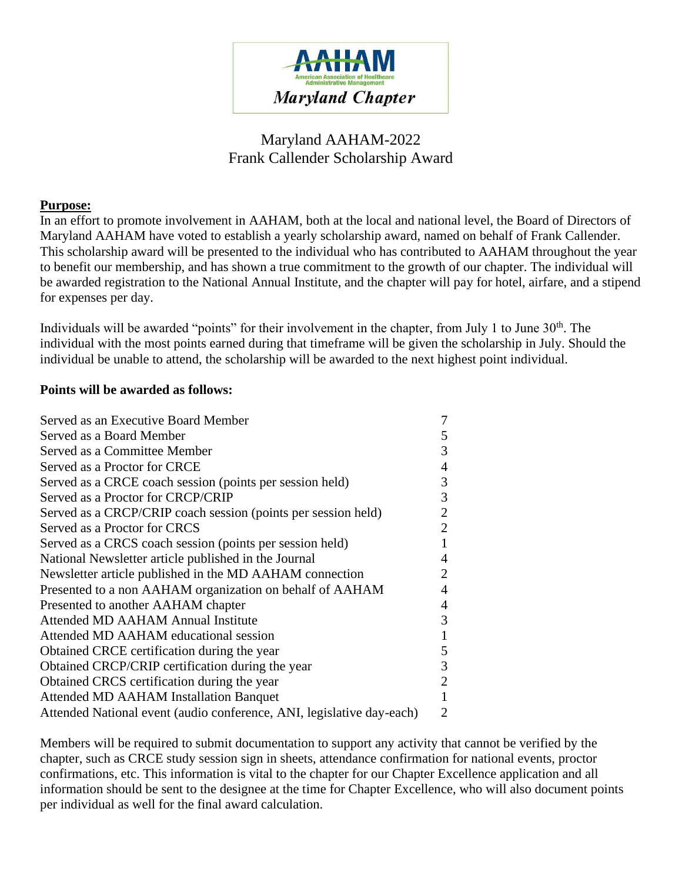AAHAM
American Association of Healthcare Administrative Management
*Maryland Chapter*

# Maryland AAHAM-2022
# Frank Callender Scholarship Award

**Purpose:**

In an effort to promote involvement in AAHAM, both at the local and national level, the Board of Directors of Maryland AAHAM have voted to establish a yearly scholarship award, named on behalf of Frank Callender. This scholarship award will be presented to the individual who has contributed to AAHAM throughout the year to benefit our membership, and has shown a true commitment to the growth of our chapter. The individual will be awarded registration to the National Annual Institute, and the chapter will pay for hotel, airfare, and a stipend for expenses per day.

Individuals will be awarded "points" for their involvement in the chapter, from July 1 to June 30th. The individual with the most points earned during that timeframe will be given the scholarship in July. Should the individual be unable to attend, the scholarship will be awarded to the next highest point individual.

**Points will be awarded as follows:**

| Activity | Points |
|---|---|
| Served as an Executive Board Member | 7 |
| Served as a Board Member | 5 |
| Served as a Committee Member | 3 |
| Served as a Proctor for CRCE | 4 |
| Served as a CRCE coach session (points per session held) | 3 |
| Served as a Proctor for CRCP/CRIP | 3 |
| Served as a CRCP/CRIP coach session (points per session held) | 2 |
| Served as a Proctor for CRCS | 2 |
| Served as a CRCS coach session (points per session held) | 1 |
| National Newsletter article published in the Journal | 4 |
| Newsletter article published in the MD AAHAM connection | 2 |
| Presented to a non AAHAM organization on behalf of AAHAM | 4 |
| Presented to another AAHAM chapter | 4 |
| Attended MD AAHAM Annual Institute | 3 |
| Attended MD AAHAM educational session | 1 |
| Obtained CRCE certification during the year | 5 |
| Obtained CRCP/CRIP certification during the year | 3 |
| Obtained CRCS certification during the year | 2 |
| Attended MD AAHAM Installation Banquet | 1 |
| Attended National event (audio conference, ANI, legislative day-each) | 2 |

Members will be required to submit documentation to support any activity that cannot be verified by the chapter, such as CRCE study session sign in sheets, attendance confirmation for national events, proctor confirmations, etc. This information is vital to the chapter for our Chapter Excellence application and all information should be sent to the designee at the time for Chapter Excellence, who will also document points per individual as well for the final award calculation.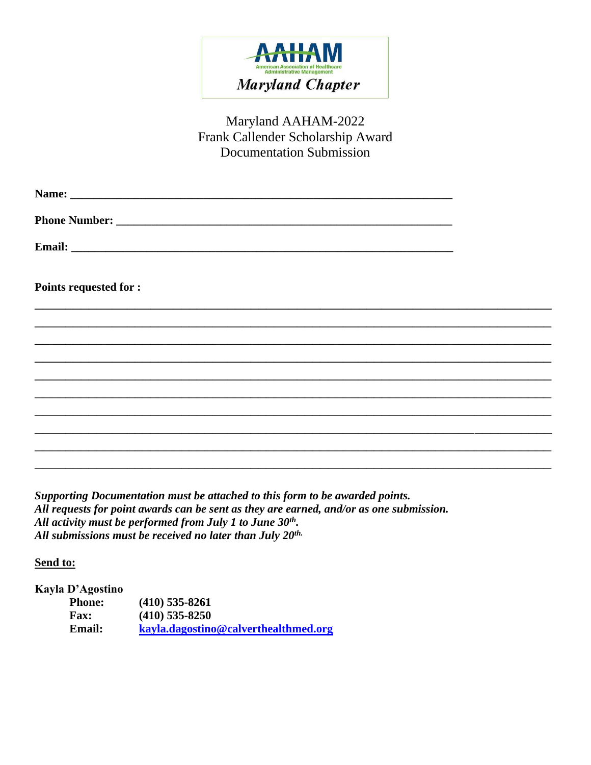AAHAM

American Association of Healthcare Administrative Management

*Maryland Chapter*

# Maryland AAHAM-2022
# Frank Callender Scholarship Award
# Documentation Submission

**Name:** ____________________________________________________________

**Phone Number:** ____________________________________________________

**Email:** ____________________________________________________________

**Points requested for :**

______________________________________________________________________________

______________________________________________________________________________

______________________________________________________________________________

______________________________________________________________________________

______________________________________________________________________________

______________________________________________________________________________

______________________________________________________________________________

______________________________________________________________________________

______________________________________________________________________________

______________________________________________________________________________

***Supporting Documentation must be attached to this form to be awarded points.***
***All requests for point awards can be sent as they are earned, and/or as one submission.***
***All activity must be performed from July 1 to June 30th.***
***All submissions must be received no later than July 20th.***

**Send to:**

**Kayla D'Agostino**

| | |
|---|---|
| **Phone:** | **(410) 535-8261** |
| **Fax:** | **(410) 535-8250** |
| **Email:** | **kayla.dagostino@calverthealthmed.org** |